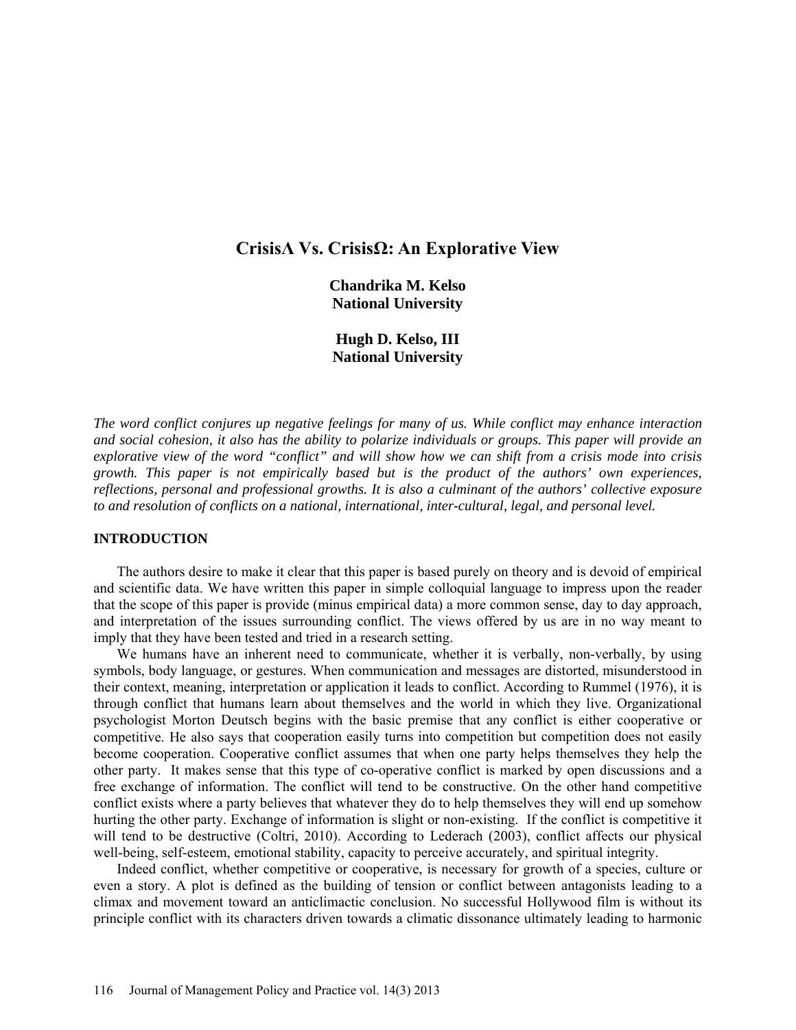# CrisisΛ Vs. CrisisΩ: An Explorative View

**Chandrika M. Kelso**
**National University**

**Hugh D. Kelso, III**
**National University**

*The word conflict conjures up negative feelings for many of us. While conflict may enhance interaction and social cohesion, it also has the ability to polarize individuals or groups. This paper will provide an explorative view of the word "conflict" and will show how we can shift from a crisis mode into crisis growth. This paper is not empirically based but is the product of the authors' own experiences, reflections, personal and professional growths. It is also a culminant of the authors' collective exposure to and resolution of conflicts on a national, international, inter-cultural, legal, and personal level.*

## INTRODUCTION

The authors desire to make it clear that this paper is based purely on theory and is devoid of empirical and scientific data. We have written this paper in simple colloquial language to impress upon the reader that the scope of this paper is provide (minus empirical data) a more common sense, day to day approach, and interpretation of the issues surrounding conflict. The views offered by us are in no way meant to imply that they have been tested and tried in a research setting.

We humans have an inherent need to communicate, whether it is verbally, non-verbally, by using symbols, body language, or gestures. When communication and messages are distorted, misunderstood in their context, meaning, interpretation or application it leads to conflict. According to Rummel (1976), it is through conflict that humans learn about themselves and the world in which they live. Organizational psychologist Morton Deutsch begins with the basic premise that any conflict is either cooperative or competitive. He also says that cooperation easily turns into competition but competition does not easily become cooperation. Cooperative conflict assumes that when one party helps themselves they help the other party. It makes sense that this type of co-operative conflict is marked by open discussions and a free exchange of information. The conflict will tend to be constructive. On the other hand competitive conflict exists where a party believes that whatever they do to help themselves they will end up somehow hurting the other party. Exchange of information is slight or non-existing. If the conflict is competitive it will tend to be destructive (Coltri, 2010). According to Lederach (2003), conflict affects our physical well-being, self-esteem, emotional stability, capacity to perceive accurately, and spiritual integrity.

Indeed conflict, whether competitive or cooperative, is necessary for growth of a species, culture or even a story. A plot is defined as the building of tension or conflict between antagonists leading to a climax and movement toward an anticlimactic conclusion. No successful Hollywood film is without its principle conflict with its characters driven towards a climatic dissonance ultimately leading to harmonic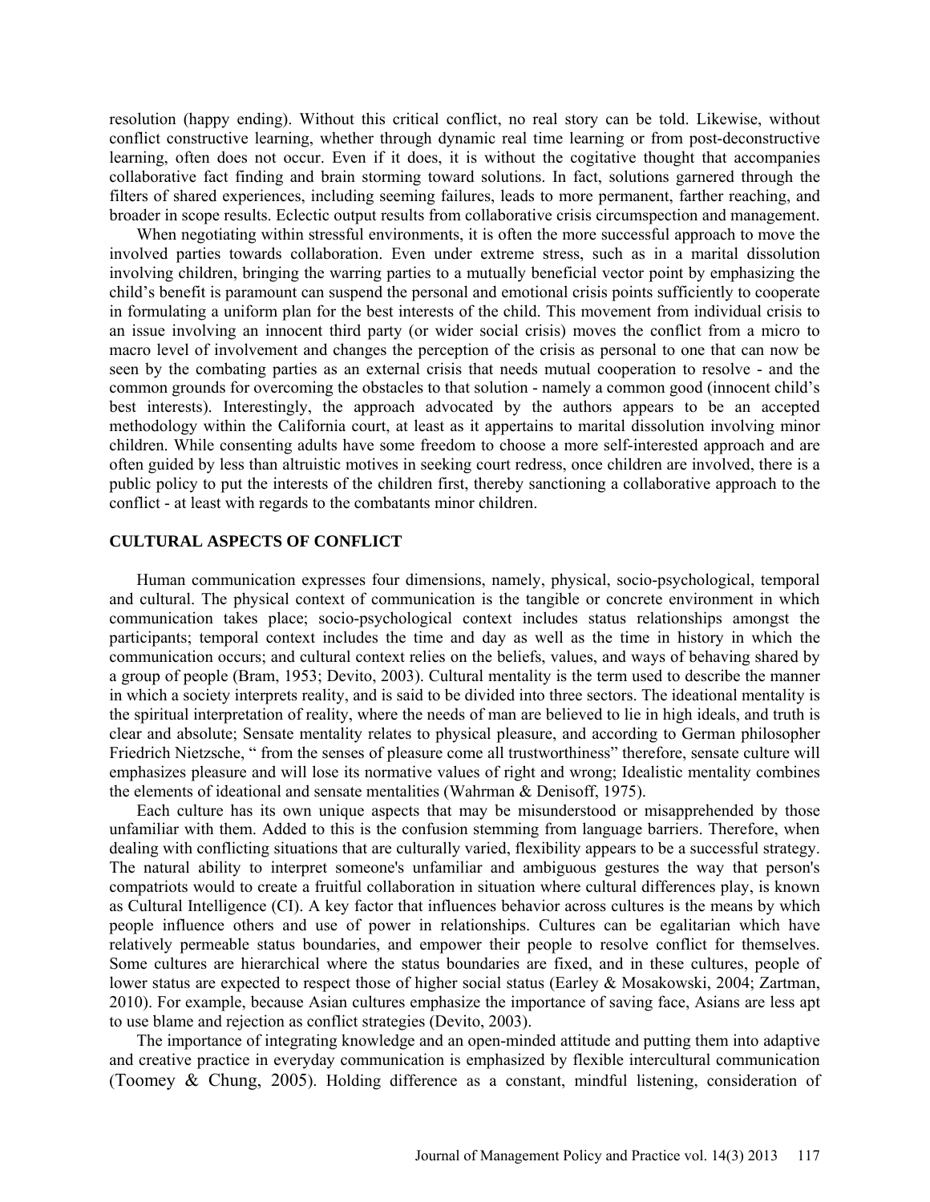resolution (happy ending). Without this critical conflict, no real story can be told. Likewise, without conflict constructive learning, whether through dynamic real time learning or from post-deconstructive learning, often does not occur. Even if it does, it is without the cogitative thought that accompanies collaborative fact finding and brain storming toward solutions. In fact, solutions garnered through the filters of shared experiences, including seeming failures, leads to more permanent, farther reaching, and broader in scope results. Eclectic output results from collaborative crisis circumspection and management.

When negotiating within stressful environments, it is often the more successful approach to move the involved parties towards collaboration. Even under extreme stress, such as in a marital dissolution involving children, bringing the warring parties to a mutually beneficial vector point by emphasizing the child's benefit is paramount can suspend the personal and emotional crisis points sufficiently to cooperate in formulating a uniform plan for the best interests of the child. This movement from individual crisis to an issue involving an innocent third party (or wider social crisis) moves the conflict from a micro to macro level of involvement and changes the perception of the crisis as personal to one that can now be seen by the combating parties as an external crisis that needs mutual cooperation to resolve - and the common grounds for overcoming the obstacles to that solution - namely a common good (innocent child's best interests). Interestingly, the approach advocated by the authors appears to be an accepted methodology within the California court, at least as it appertains to marital dissolution involving minor children. While consenting adults have some freedom to choose a more self-interested approach and are often guided by less than altruistic motives in seeking court redress, once children are involved, there is a public policy to put the interests of the children first, thereby sanctioning a collaborative approach to the conflict - at least with regards to the combatants minor children.

## CULTURAL ASPECTS OF CONFLICT

Human communication expresses four dimensions, namely, physical, socio-psychological, temporal and cultural. The physical context of communication is the tangible or concrete environment in which communication takes place; socio-psychological context includes status relationships amongst the participants; temporal context includes the time and day as well as the time in history in which the communication occurs; and cultural context relies on the beliefs, values, and ways of behaving shared by a group of people (Bram, 1953; Devito, 2003). Cultural mentality is the term used to describe the manner in which a society interprets reality, and is said to be divided into three sectors. The ideational mentality is the spiritual interpretation of reality, where the needs of man are believed to lie in high ideals, and truth is clear and absolute; Sensate mentality relates to physical pleasure, and according to German philosopher Friedrich Nietzsche, " from the senses of pleasure come all trustworthiness" therefore, sensate culture will emphasizes pleasure and will lose its normative values of right and wrong; Idealistic mentality combines the elements of ideational and sensate mentalities (Wahrman & Denisoff, 1975).

Each culture has its own unique aspects that may be misunderstood or misapprehended by those unfamiliar with them. Added to this is the confusion stemming from language barriers. Therefore, when dealing with conflicting situations that are culturally varied, flexibility appears to be a successful strategy. The natural ability to interpret someone's unfamiliar and ambiguous gestures the way that person's compatriots would to create a fruitful collaboration in situation where cultural differences play, is known as Cultural Intelligence (CI). A key factor that influences behavior across cultures is the means by which people influence others and use of power in relationships. Cultures can be egalitarian which have relatively permeable status boundaries, and empower their people to resolve conflict for themselves. Some cultures are hierarchical where the status boundaries are fixed, and in these cultures, people of lower status are expected to respect those of higher social status (Earley & Mosakowski, 2004; Zartman, 2010). For example, because Asian cultures emphasize the importance of saving face, Asians are less apt to use blame and rejection as conflict strategies (Devito, 2003).

The importance of integrating knowledge and an open-minded attitude and putting them into adaptive and creative practice in everyday communication is emphasized by flexible intercultural communication (Toomey & Chung, 2005). Holding difference as a constant, mindful listening, consideration of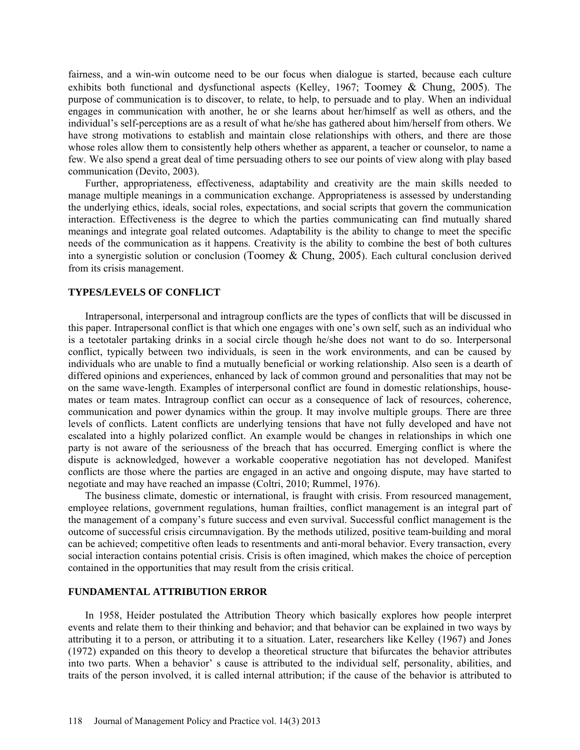fairness, and a win-win outcome need to be our focus when dialogue is started, because each culture exhibits both functional and dysfunctional aspects (Kelley, 1967; Toomey & Chung, 2005). The purpose of communication is to discover, to relate, to help, to persuade and to play. When an individual engages in communication with another, he or she learns about her/himself as well as others, and the individual's self-perceptions are as a result of what he/she has gathered about him/herself from others. We have strong motivations to establish and maintain close relationships with others, and there are those whose roles allow them to consistently help others whether as apparent, a teacher or counselor, to name a few. We also spend a great deal of time persuading others to see our points of view along with play based communication (Devito, 2003).

Further, appropriateness, effectiveness, adaptability and creativity are the main skills needed to manage multiple meanings in a communication exchange. Appropriateness is assessed by understanding the underlying ethics, ideals, social roles, expectations, and social scripts that govern the communication interaction. Effectiveness is the degree to which the parties communicating can find mutually shared meanings and integrate goal related outcomes. Adaptability is the ability to change to meet the specific needs of the communication as it happens. Creativity is the ability to combine the best of both cultures into a synergistic solution or conclusion (Toomey & Chung, 2005). Each cultural conclusion derived from its crisis management.

## TYPES/LEVELS OF CONFLICT

Intrapersonal, interpersonal and intragroup conflicts are the types of conflicts that will be discussed in this paper. Intrapersonal conflict is that which one engages with one's own self, such as an individual who is a teetotaler partaking drinks in a social circle though he/she does not want to do so. Interpersonal conflict, typically between two individuals, is seen in the work environments, and can be caused by individuals who are unable to find a mutually beneficial or working relationship. Also seen is a dearth of differed opinions and experiences, enhanced by lack of common ground and personalities that may not be on the same wave-length. Examples of interpersonal conflict are found in domestic relationships, house-mates or team mates. Intragroup conflict can occur as a consequence of lack of resources, coherence, communication and power dynamics within the group. It may involve multiple groups. There are three levels of conflicts. Latent conflicts are underlying tensions that have not fully developed and have not escalated into a highly polarized conflict. An example would be changes in relationships in which one party is not aware of the seriousness of the breach that has occurred. Emerging conflict is where the dispute is acknowledged, however a workable cooperative negotiation has not developed. Manifest conflicts are those where the parties are engaged in an active and ongoing dispute, may have started to negotiate and may have reached an impasse (Coltri, 2010; Rummel, 1976).

The business climate, domestic or international, is fraught with crisis. From resourced management, employee relations, government regulations, human frailties, conflict management is an integral part of the management of a company's future success and even survival. Successful conflict management is the outcome of successful crisis circumnavigation. By the methods utilized, positive team-building and moral can be achieved; competitive often leads to resentments and anti-moral behavior. Every transaction, every social interaction contains potential crisis. Crisis is often imagined, which makes the choice of perception contained in the opportunities that may result from the crisis critical.

## FUNDAMENTAL ATTRIBUTION ERROR

In 1958, Heider postulated the Attribution Theory which basically explores how people interpret events and relate them to their thinking and behavior; and that behavior can be explained in two ways by attributing it to a person, or attributing it to a situation. Later, researchers like Kelley (1967) and Jones (1972) expanded on this theory to develop a theoretical structure that bifurcates the behavior attributes into two parts. When a behavior' s cause is attributed to the individual self, personality, abilities, and traits of the person involved, it is called internal attribution; if the cause of the behavior is attributed to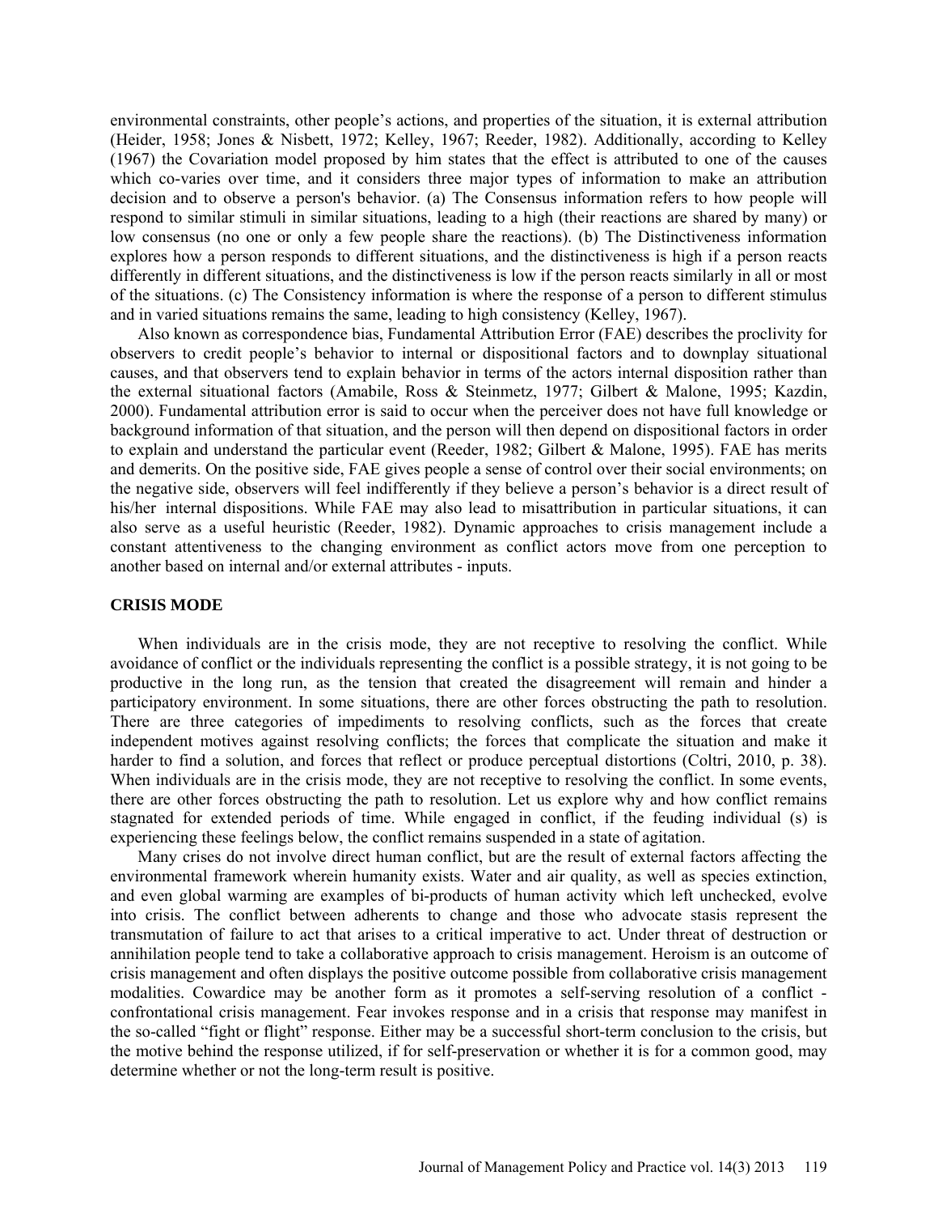environmental constraints, other people's actions, and properties of the situation, it is external attribution (Heider, 1958; Jones & Nisbett, 1972; Kelley, 1967; Reeder, 1982). Additionally, according to Kelley (1967) the Covariation model proposed by him states that the effect is attributed to one of the causes which co-varies over time, and it considers three major types of information to make an attribution decision and to observe a person's behavior. (a) The Consensus information refers to how people will respond to similar stimuli in similar situations, leading to a high (their reactions are shared by many) or low consensus (no one or only a few people share the reactions). (b) The Distinctiveness information explores how a person responds to different situations, and the distinctiveness is high if a person reacts differently in different situations, and the distinctiveness is low if the person reacts similarly in all or most of the situations. (c) The Consistency information is where the response of a person to different stimulus and in varied situations remains the same, leading to high consistency (Kelley, 1967).

Also known as correspondence bias, Fundamental Attribution Error (FAE) describes the proclivity for observers to credit people's behavior to internal or dispositional factors and to downplay situational causes, and that observers tend to explain behavior in terms of the actors internal disposition rather than the external situational factors (Amabile, Ross & Steinmetz, 1977; Gilbert & Malone, 1995; Kazdin, 2000). Fundamental attribution error is said to occur when the perceiver does not have full knowledge or background information of that situation, and the person will then depend on dispositional factors in order to explain and understand the particular event (Reeder, 1982; Gilbert & Malone, 1995). FAE has merits and demerits. On the positive side, FAE gives people a sense of control over their social environments; on the negative side, observers will feel indifferently if they believe a person's behavior is a direct result of his/her internal dispositions. While FAE may also lead to misattribution in particular situations, it can also serve as a useful heuristic (Reeder, 1982). Dynamic approaches to crisis management include a constant attentiveness to the changing environment as conflict actors move from one perception to another based on internal and/or external attributes - inputs.

## CRISIS MODE

When individuals are in the crisis mode, they are not receptive to resolving the conflict. While avoidance of conflict or the individuals representing the conflict is a possible strategy, it is not going to be productive in the long run, as the tension that created the disagreement will remain and hinder a participatory environment. In some situations, there are other forces obstructing the path to resolution. There are three categories of impediments to resolving conflicts, such as the forces that create independent motives against resolving conflicts; the forces that complicate the situation and make it harder to find a solution, and forces that reflect or produce perceptual distortions (Coltri, 2010, p. 38). When individuals are in the crisis mode, they are not receptive to resolving the conflict. In some events, there are other forces obstructing the path to resolution. Let us explore why and how conflict remains stagnated for extended periods of time. While engaged in conflict, if the feuding individual (s) is experiencing these feelings below, the conflict remains suspended in a state of agitation.

Many crises do not involve direct human conflict, but are the result of external factors affecting the environmental framework wherein humanity exists. Water and air quality, as well as species extinction, and even global warming are examples of bi-products of human activity which left unchecked, evolve into crisis. The conflict between adherents to change and those who advocate stasis represent the transmutation of failure to act that arises to a critical imperative to act. Under threat of destruction or annihilation people tend to take a collaborative approach to crisis management. Heroism is an outcome of crisis management and often displays the positive outcome possible from collaborative crisis management modalities. Cowardice may be another form as it promotes a self-serving resolution of a conflict - confrontational crisis management. Fear invokes response and in a crisis that response may manifest in the so-called "fight or flight" response. Either may be a successful short-term conclusion to the crisis, but the motive behind the response utilized, if for self-preservation or whether it is for a common good, may determine whether or not the long-term result is positive.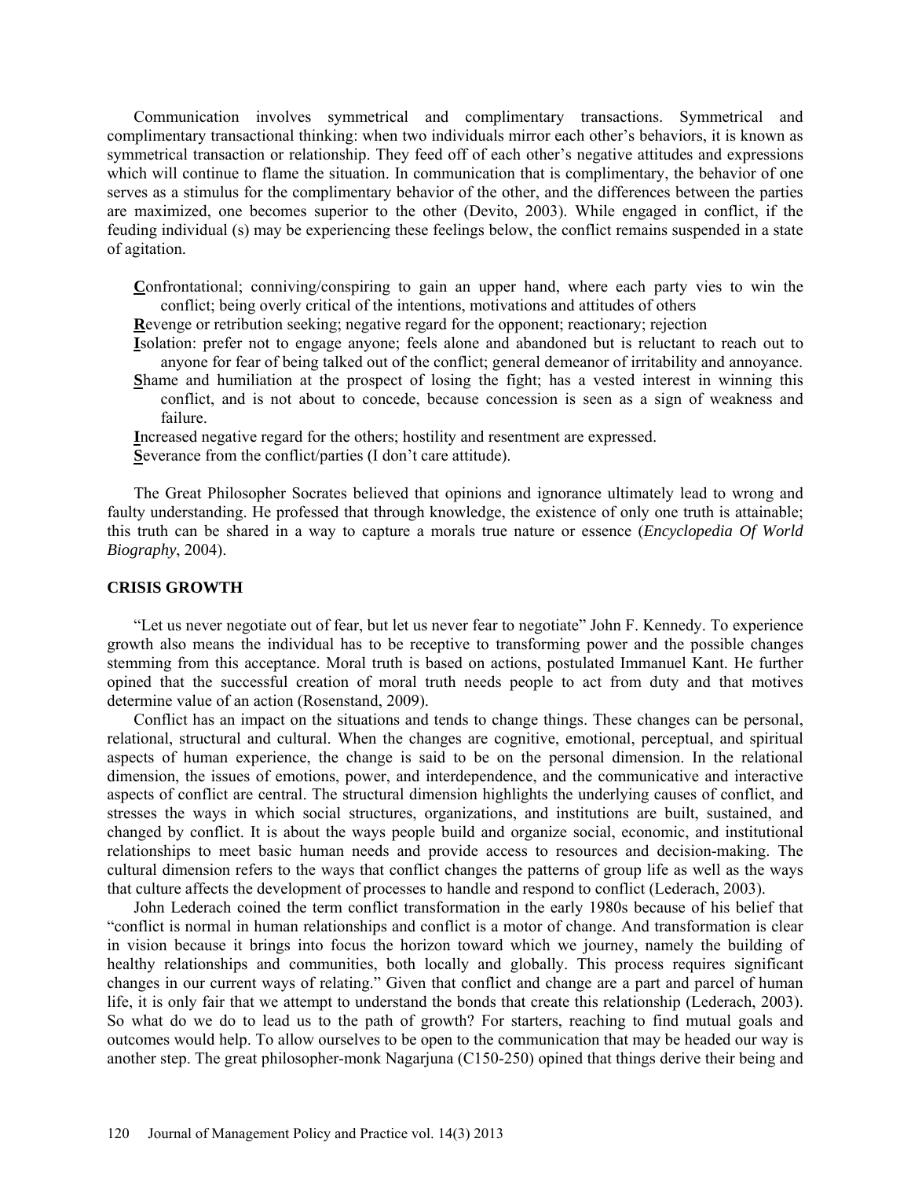Communication involves symmetrical and complimentary transactions. Symmetrical and complimentary transactional thinking: when two individuals mirror each other's behaviors, it is known as symmetrical transaction or relationship. They feed off of each other's negative attitudes and expressions which will continue to flame the situation. In communication that is complimentary, the behavior of one serves as a stimulus for the complimentary behavior of the other, and the differences between the parties are maximized, one becomes superior to the other (Devito, 2003). While engaged in conflict, if the feuding individual (s) may be experiencing these feelings below, the conflict remains suspended in a state of agitation.

**C**onfrontational; conniving/conspiring to gain an upper hand, where each party vies to win the conflict; being overly critical of the intentions, motivations and attitudes of others

**R**evenge or retribution seeking; negative regard for the opponent; reactionary; rejection

**I**solation: prefer not to engage anyone; feels alone and abandoned but is reluctant to reach out to anyone for fear of being talked out of the conflict; general demeanor of irritability and annoyance.

**S**hame and humiliation at the prospect of losing the fight; has a vested interest in winning this conflict, and is not about to concede, because concession is seen as a sign of weakness and failure.

**I**ncreased negative regard for the others; hostility and resentment are expressed.

**S**everance from the conflict/parties (I don't care attitude).

The Great Philosopher Socrates believed that opinions and ignorance ultimately lead to wrong and faulty understanding. He professed that through knowledge, the existence of only one truth is attainable; this truth can be shared in a way to capture a morals true nature or essence (*Encyclopedia Of World Biography*, 2004).

## CRISIS GROWTH

"Let us never negotiate out of fear, but let us never fear to negotiate" John F. Kennedy. To experience growth also means the individual has to be receptive to transforming power and the possible changes stemming from this acceptance. Moral truth is based on actions, postulated Immanuel Kant. He further opined that the successful creation of moral truth needs people to act from duty and that motives determine value of an action (Rosenstand, 2009).

Conflict has an impact on the situations and tends to change things. These changes can be personal, relational, structural and cultural. When the changes are cognitive, emotional, perceptual, and spiritual aspects of human experience, the change is said to be on the personal dimension. In the relational dimension, the issues of emotions, power, and interdependence, and the communicative and interactive aspects of conflict are central. The structural dimension highlights the underlying causes of conflict, and stresses the ways in which social structures, organizations, and institutions are built, sustained, and changed by conflict. It is about the ways people build and organize social, economic, and institutional relationships to meet basic human needs and provide access to resources and decision-making. The cultural dimension refers to the ways that conflict changes the patterns of group life as well as the ways that culture affects the development of processes to handle and respond to conflict (Lederach, 2003).

John Lederach coined the term conflict transformation in the early 1980s because of his belief that "conflict is normal in human relationships and conflict is a motor of change. And transformation is clear in vision because it brings into focus the horizon toward which we journey, namely the building of healthy relationships and communities, both locally and globally. This process requires significant changes in our current ways of relating." Given that conflict and change are a part and parcel of human life, it is only fair that we attempt to understand the bonds that create this relationship (Lederach, 2003). So what do we do to lead us to the path of growth? For starters, reaching to find mutual goals and outcomes would help. To allow ourselves to be open to the communication that may be headed our way is another step. The great philosopher-monk Nagarjuna (C150-250) opined that things derive their being and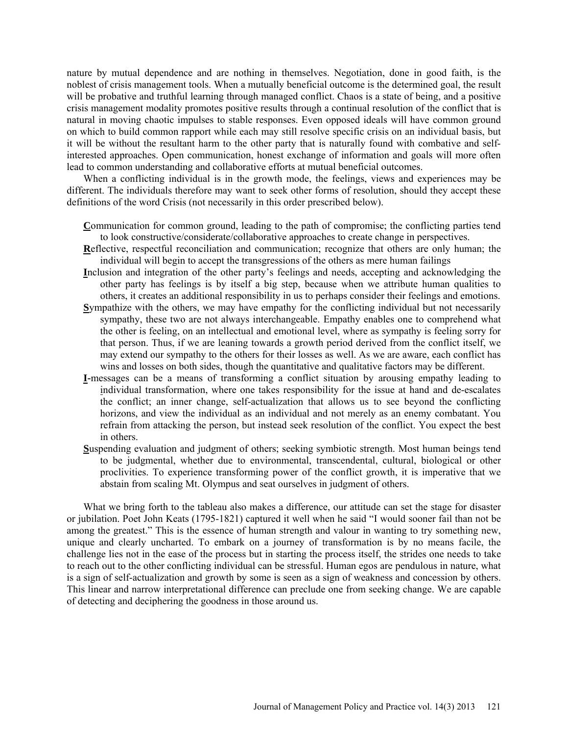nature by mutual dependence and are nothing in themselves. Negotiation, done in good faith, is the noblest of crisis management tools. When a mutually beneficial outcome is the determined goal, the result will be probative and truthful learning through managed conflict. Chaos is a state of being, and a positive crisis management modality promotes positive results through a continual resolution of the conflict that is natural in moving chaotic impulses to stable responses. Even opposed ideals will have common ground on which to build common rapport while each may still resolve specific crisis on an individual basis, but it will be without the resultant harm to the other party that is naturally found with combative and self-interested approaches. Open communication, honest exchange of information and goals will more often lead to common understanding and collaborative efforts at mutual beneficial outcomes.

When a conflicting individual is in the growth mode, the feelings, views and experiences may be different. The individuals therefore may want to seek other forms of resolution, should they accept these definitions of the word Crisis (not necessarily in this order prescribed below).

**C**ommunication for common ground, leading to the path of compromise; the conflicting parties tend to look constructive/considerate/collaborative approaches to create change in perspectives.

**R**eflective, respectful reconciliation and communication; recognize that others are only human; the individual will begin to accept the transgressions of the others as mere human failings

**I**nclusion and integration of the other party's feelings and needs, accepting and acknowledging the other party has feelings is by itself a big step, because when we attribute human qualities to others, it creates an additional responsibility in us to perhaps consider their feelings and emotions.

**S**ympathize with the others, we may have empathy for the conflicting individual but not necessarily sympathy, these two are not always interchangeable. Empathy enables one to comprehend what the other is feeling, on an intellectual and emotional level, where as sympathy is feeling sorry for that person. Thus, if we are leaning towards a growth period derived from the conflict itself, we may extend our sympathy to the others for their losses as well. As we are aware, each conflict has wins and losses on both sides, though the quantitative and qualitative factors may be different.

**I**-messages can be a means of transforming a conflict situation by arousing empathy leading to individual transformation, where one takes responsibility for the issue at hand and de-escalates the conflict; an inner change, self-actualization that allows us to see beyond the conflicting horizons, and view the individual as an individual and not merely as an enemy combatant. You refrain from attacking the person, but instead seek resolution of the conflict. You expect the best in others.

**S**uspending evaluation and judgment of others; seeking symbiotic strength. Most human beings tend to be judgmental, whether due to environmental, transcendental, cultural, biological or other proclivities. To experience transforming power of the conflict growth, it is imperative that we abstain from scaling Mt. Olympus and seat ourselves in judgment of others.

What we bring forth to the tableau also makes a difference, our attitude can set the stage for disaster or jubilation. Poet John Keats (1795-1821) captured it well when he said "I would sooner fail than not be among the greatest." This is the essence of human strength and valour in wanting to try something new, unique and clearly uncharted. To embark on a journey of transformation is by no means facile, the challenge lies not in the ease of the process but in starting the process itself, the strides one needs to take to reach out to the other conflicting individual can be stressful. Human egos are pendulous in nature, what is a sign of self-actualization and growth by some is seen as a sign of weakness and concession by others. This linear and narrow interpretational difference can preclude one from seeking change. We are capable of detecting and deciphering the goodness in those around us.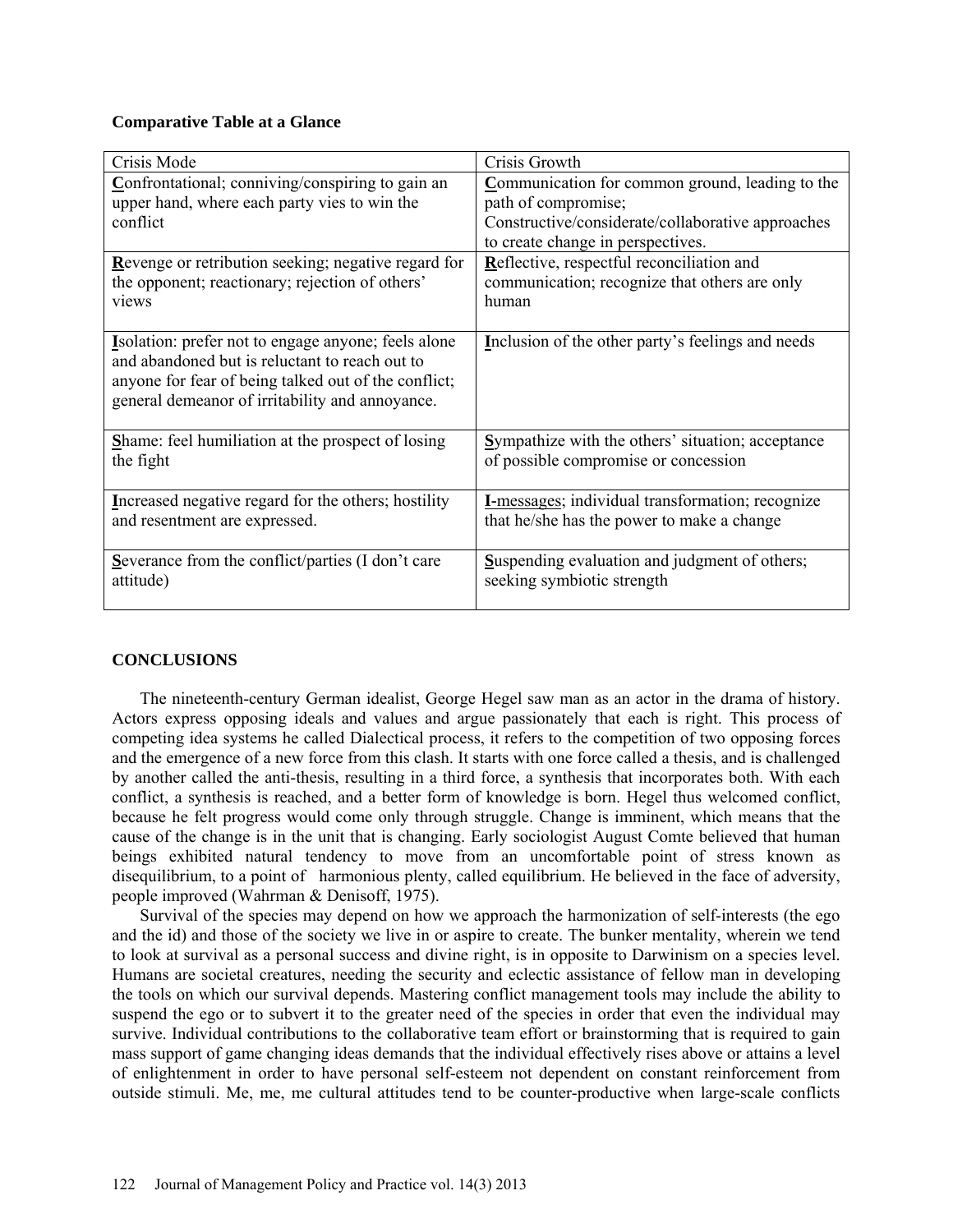**Comparative Table at a Glance**

| Crisis Mode | Crisis Growth |
|---|---|
| **C**onfrontational; conniving/conspiring to gain an upper hand, where each party vies to win the conflict | **C**ommunication for common ground, leading to the path of compromise; Constructive/considerate/collaborative approaches to create change in perspectives. |
| **R**evenge or retribution seeking; negative regard for the opponent; reactionary; rejection of others' views | **R**eflective, respectful reconciliation and communication; recognize that others are only human |
| **I**solation: prefer not to engage anyone; feels alone and abandoned but is reluctant to reach out to anyone for fear of being talked out of the conflict; general demeanor of irritability and annoyance. | **I**nclusion of the other party's feelings and needs |
| **S**hame: feel humiliation at the prospect of losing the fight | **S**ympathize with the others' situation; acceptance of possible compromise or concession |
| **I**ncreased negative regard for the others; hostility and resentment are expressed. | **I**-messages; individual transformation; recognize that he/she has the power to make a change |
| **S**everance from the conflict/parties (I don't care attitude) | **S**uspending evaluation and judgment of others; seeking symbiotic strength |

## CONCLUSIONS

The nineteenth-century German idealist, George Hegel saw man as an actor in the drama of history. Actors express opposing ideals and values and argue passionately that each is right. This process of competing idea systems he called Dialectical process, it refers to the competition of two opposing forces and the emergence of a new force from this clash. It starts with one force called a thesis, and is challenged by another called the anti-thesis, resulting in a third force, a synthesis that incorporates both. With each conflict, a synthesis is reached, and a better form of knowledge is born. Hegel thus welcomed conflict, because he felt progress would come only through struggle. Change is imminent, which means that the cause of the change is in the unit that is changing. Early sociologist August Comte believed that human beings exhibited natural tendency to move from an uncomfortable point of stress known as disequilibrium, to a point of harmonious plenty, called equilibrium. He believed in the face of adversity, people improved (Wahrman & Denisoff, 1975).

Survival of the species may depend on how we approach the harmonization of self-interests (the ego and the id) and those of the society we live in or aspire to create. The bunker mentality, wherein we tend to look at survival as a personal success and divine right, is in opposite to Darwinism on a species level. Humans are societal creatures, needing the security and eclectic assistance of fellow man in developing the tools on which our survival depends. Mastering conflict management tools may include the ability to suspend the ego or to subvert it to the greater need of the species in order that even the individual may survive. Individual contributions to the collaborative team effort or brainstorming that is required to gain mass support of game changing ideas demands that the individual effectively rises above or attains a level of enlightenment in order to have personal self-esteem not dependent on constant reinforcement from outside stimuli. Me, me, me cultural attitudes tend to be counter-productive when large-scale conflicts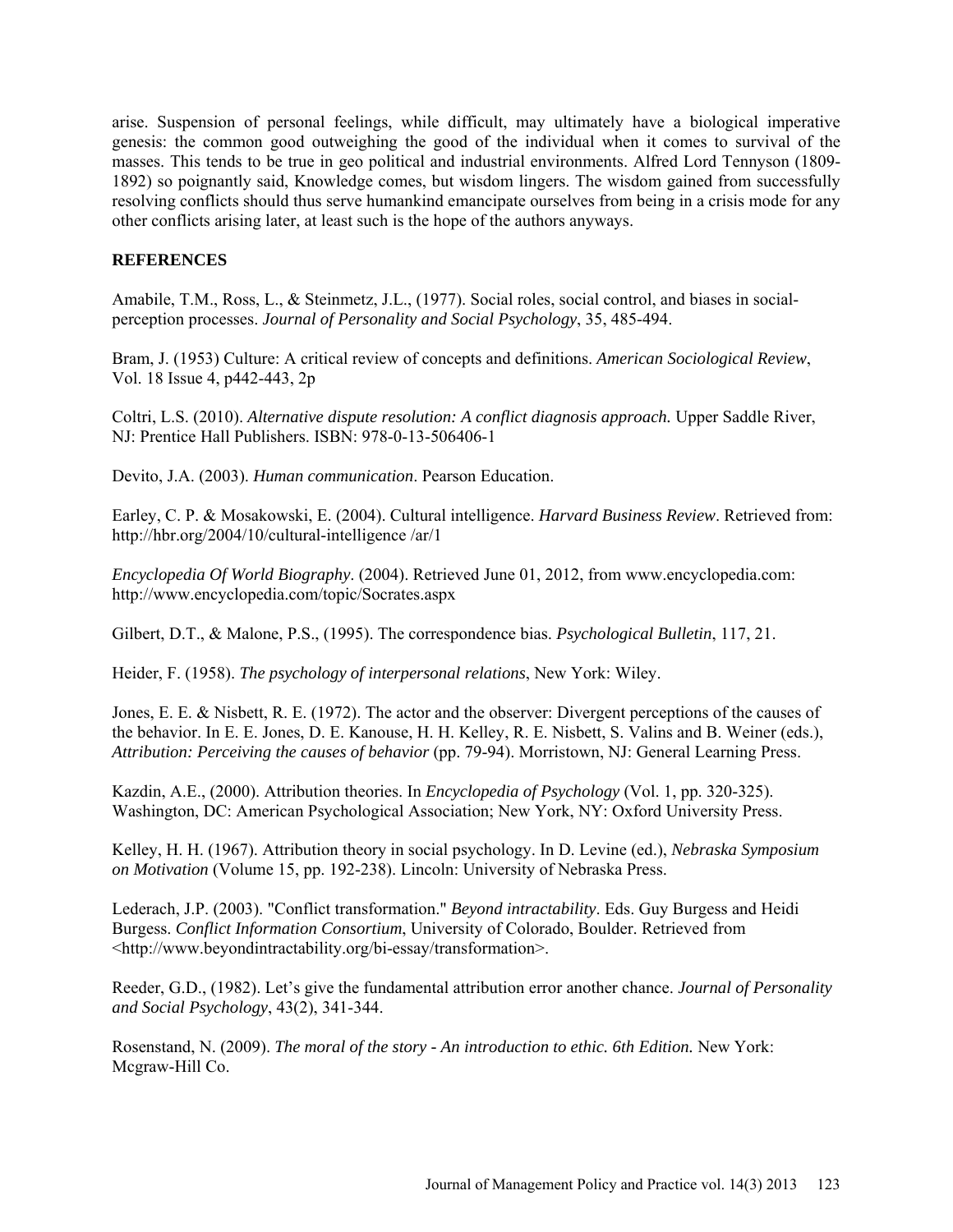arise. Suspension of personal feelings, while difficult, may ultimately have a biological imperative genesis: the common good outweighing the good of the individual when it comes to survival of the masses. This tends to be true in geo political and industrial environments. Alfred Lord Tennyson (1809-1892) so poignantly said, Knowledge comes, but wisdom lingers. The wisdom gained from successfully resolving conflicts should thus serve humankind emancipate ourselves from being in a crisis mode for any other conflicts arising later, at least such is the hope of the authors anyways.

## REFERENCES

Amabile, T.M., Ross, L., & Steinmetz, J.L., (1977). Social roles, social control, and biases in social-perception processes. *Journal of Personality and Social Psychology*, 35, 485-494.

Bram, J. (1953) Culture: A critical review of concepts and definitions. *American Sociological Review*, Vol. 18 Issue 4, p442-443, 2p

Coltri, L.S. (2010). *Alternative dispute resolution: A conflict diagnosis approach.* Upper Saddle River, NJ: Prentice Hall Publishers. ISBN: 978-0-13-506406-1

Devito, J.A. (2003). *Human communication*. Pearson Education.

Earley, C. P. & Mosakowski, E. (2004). Cultural intelligence. *Harvard Business Review*. Retrieved from: http://hbr.org/2004/10/cultural-intelligence /ar/1

*Encyclopedia Of World Biography*. (2004). Retrieved June 01, 2012, from www.encyclopedia.com: http://www.encyclopedia.com/topic/Socrates.aspx

Gilbert, D.T., & Malone, P.S., (1995). The correspondence bias. *Psychological Bulletin*, 117, 21.

Heider, F. (1958). *The psychology of interpersonal relations*, New York: Wiley.

Jones, E. E. & Nisbett, R. E. (1972). The actor and the observer: Divergent perceptions of the causes of the behavior. In E. E. Jones, D. E. Kanouse, H. H. Kelley, R. E. Nisbett, S. Valins and B. Weiner (eds.), *Attribution: Perceiving the causes of behavior* (pp. 79-94). Morristown, NJ: General Learning Press.

Kazdin, A.E., (2000). Attribution theories. In *Encyclopedia of Psychology* (Vol. 1, pp. 320-325). Washington, DC: American Psychological Association; New York, NY: Oxford University Press.

Kelley, H. H. (1967). Attribution theory in social psychology. In D. Levine (ed.), *Nebraska Symposium on Motivation* (Volume 15, pp. 192-238). Lincoln: University of Nebraska Press.

Lederach, J.P. (2003). "Conflict transformation." *Beyond intractability*. Eds. Guy Burgess and Heidi Burgess. *Conflict Information Consortium*, University of Colorado, Boulder. Retrieved from <http://www.beyondintractability.org/bi-essay/transformation>.

Reeder, G.D., (1982). Let's give the fundamental attribution error another chance. *Journal of Personality and Social Psychology*, 43(2), 341-344.

Rosenstand, N. (2009). *The moral of the story - An introduction to ethic. 6th Edition.* New York: Mcgraw-Hill Co.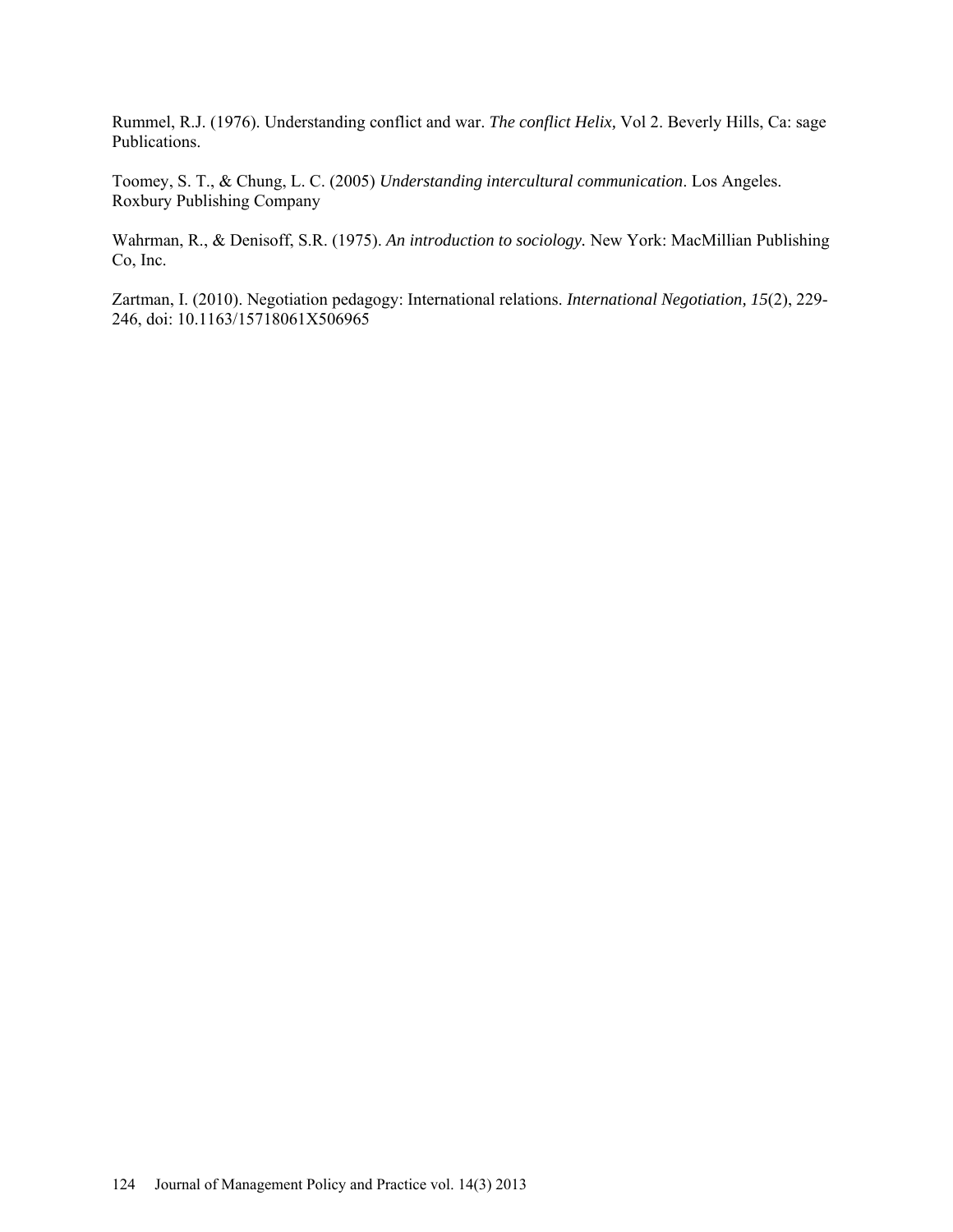Rummel, R.J. (1976). Understanding conflict and war. *The conflict Helix,* Vol 2. Beverly Hills, Ca: sage Publications.

Toomey, S. T., & Chung, L. C. (2005) *Understanding intercultural communication*. Los Angeles. Roxbury Publishing Company

Wahrman, R., & Denisoff, S.R. (1975). *An introduction to sociology.* New York: MacMillian Publishing Co, Inc.

Zartman, I. (2010). Negotiation pedagogy: International relations. *International Negotiation, 15*(2), 229-246, doi: 10.1163/15718061X506965